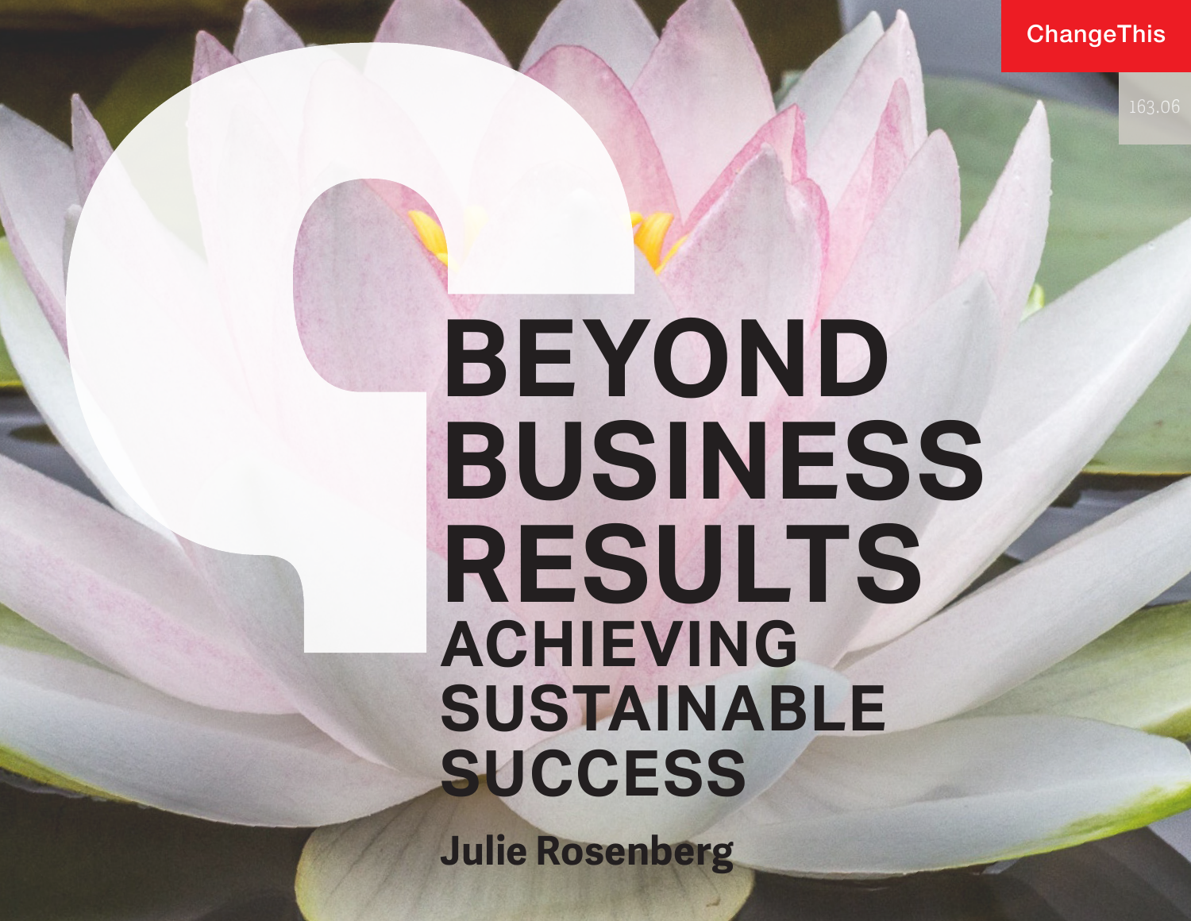ChangeThis

163.06

# BEYOND BUSINESS RESULTS

## ACHIEVING SUSTAINABLE SUCCESS

**Julie Rosenberg**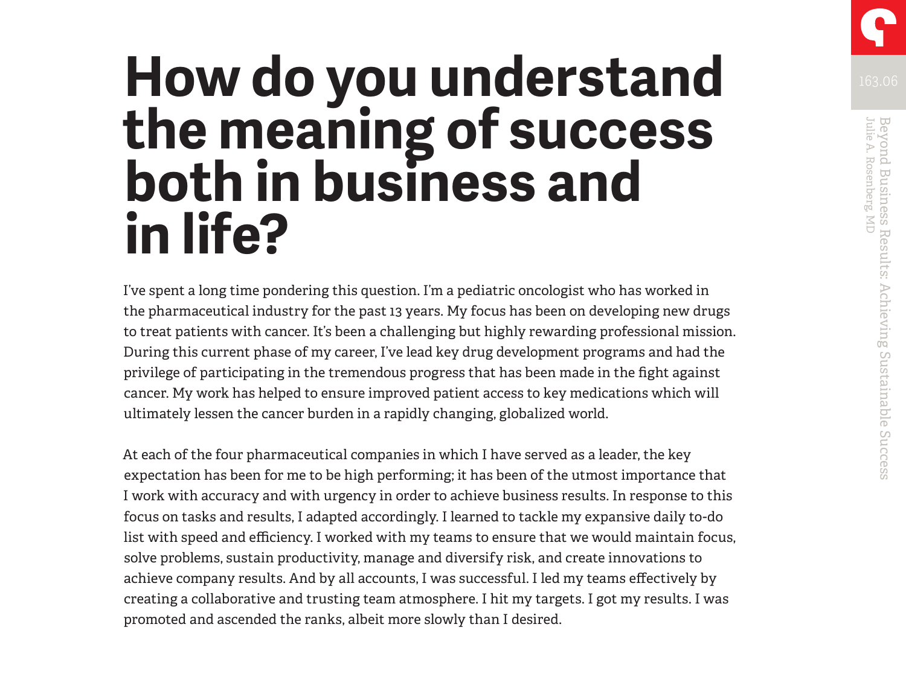# How do you understand the meaning of success both in business and in life?

I've spent a long time pondering this question. I'm a pediatric oncologist who has worked in the pharmaceutical industry for the past 13 years. My focus has been on developing new drugs to treat patients with cancer. It's been a challenging but highly rewarding professional mission. During this current phase of my career, I've lead key drug development programs and had the privilege of participating in the tremendous progress that has been made in the fight against cancer. My work has helped to ensure improved patient access to key medications which will ultimately lessen the cancer burden in a rapidly changing, globalized world.

At each of the four pharmaceutical companies in which I have served as a leader, the key expectation has been for me to be high performing; it has been of the utmost importance that I work with accuracy and with urgency in order to achieve business results. In response to this focus on tasks and results, I adapted accordingly. I learned to tackle my expansive daily to-do list with speed and efficiency. I worked with my teams to ensure that we would maintain focus, solve problems, sustain productivity, manage and diversify risk, and create innovations to achieve company results. And by all accounts, I was successful. I led my teams effectively by creating a collaborative and trusting team atmosphere. I hit my targets. I got my results. I was promoted and ascended the ranks, albeit more slowly than I desired.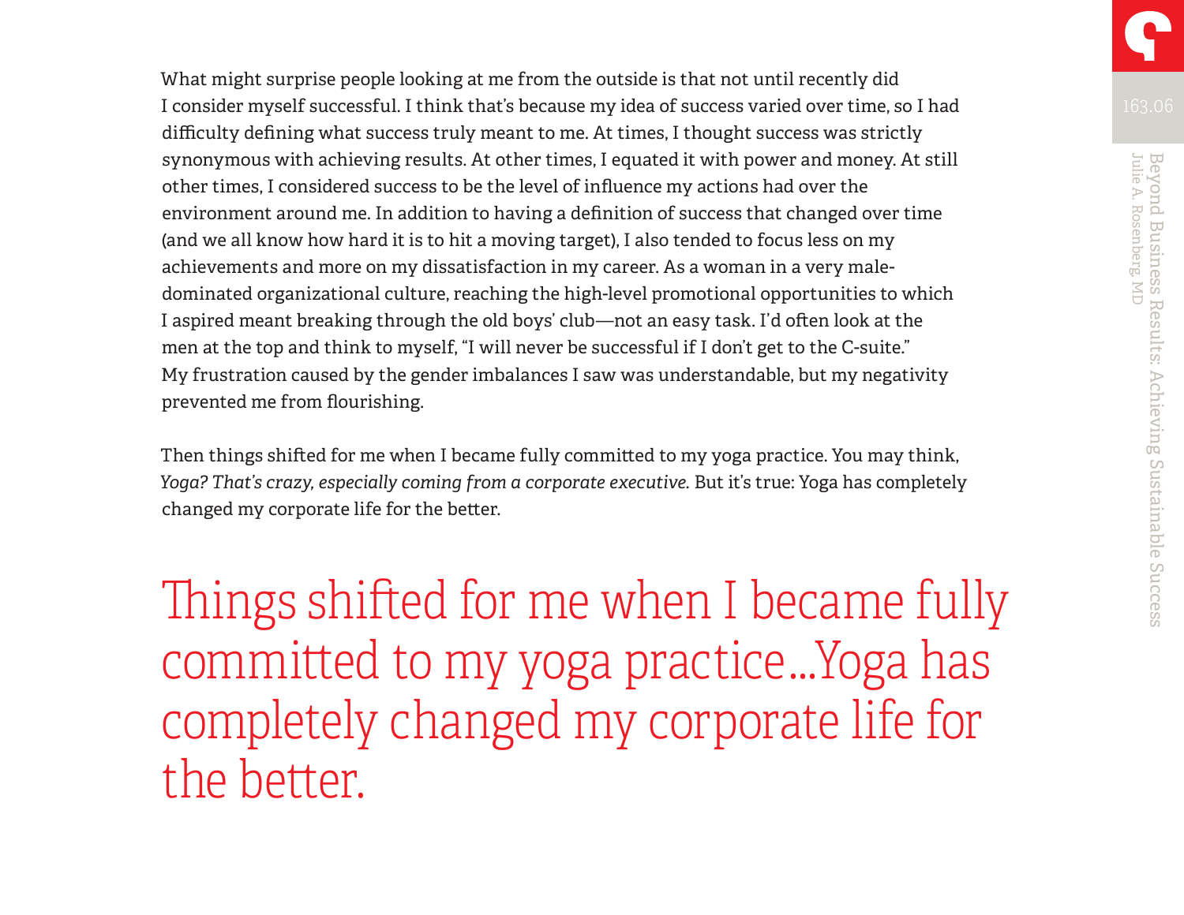What might surprise people looking at me from the outside is that not until recently did I consider myself successful. I think that's because my idea of success varied over time, so I had difficulty defining what success truly meant to me. At times, I thought success was strictly synonymous with achieving results. At other times, I equated it with power and money. At still other times, I considered success to be the level of influence my actions had over the environment around me. In addition to having a definition of success that changed over time (and we all know how hard it is to hit a moving target), I also tended to focus less on my achievements and more on my dissatisfaction in my career. As a woman in a very male-dominated organizational culture, reaching the high-level promotional opportunities to which I aspired meant breaking through the old boys' club—not an easy task. I'd often look at the men at the top and think to myself, "I will never be successful if I don't get to the C-suite." My frustration caused by the gender imbalances I saw was understandable, but my negativity prevented me from flourishing.

Then things shifted for me when I became fully committed to my yoga practice. You may think, *Yoga? That's crazy, especially coming from a corporate executive.* But it's true: Yoga has completely changed my corporate life for the better.

> Things shifted for me when I became fully committed to my yoga practice...Yoga has completely changed my corporate life for the better.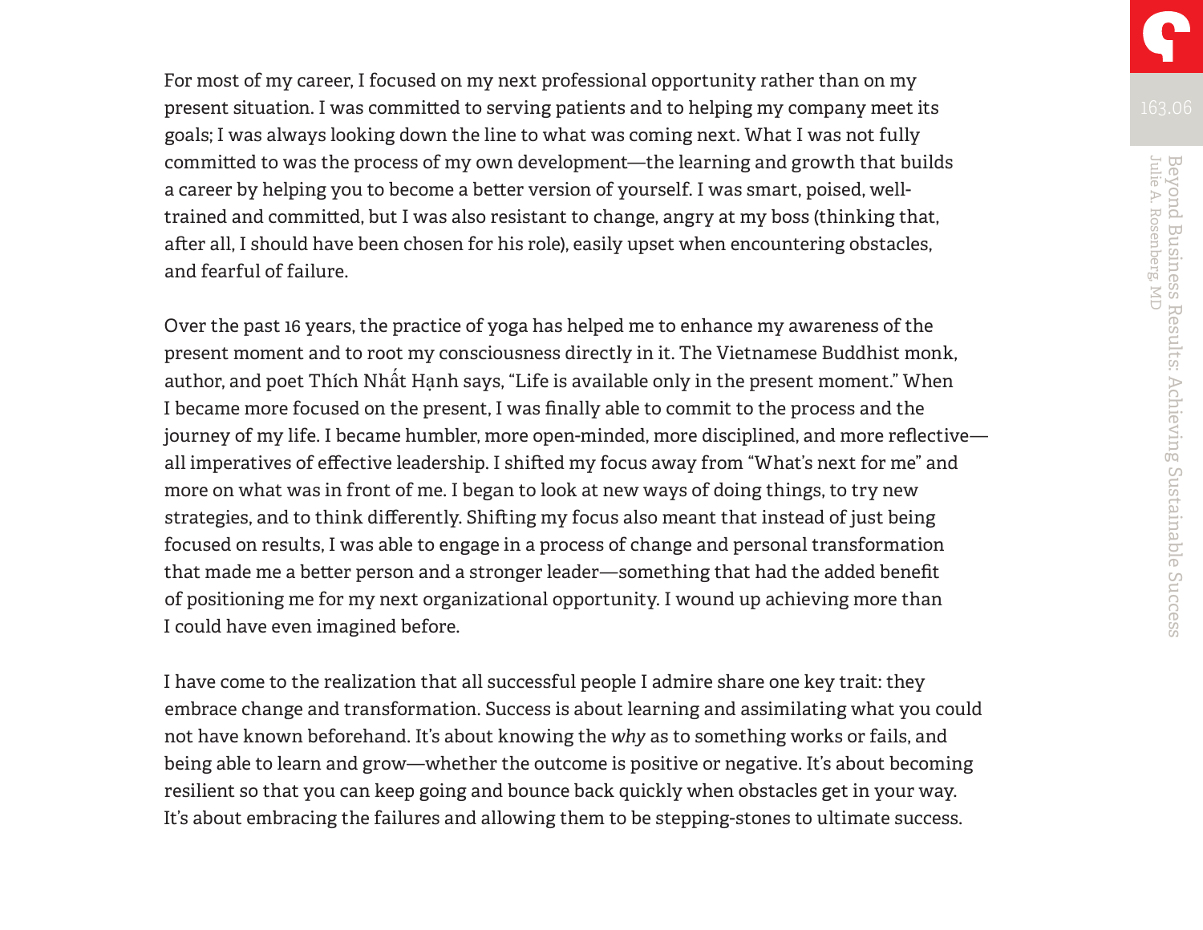For most of my career, I focused on my next professional opportunity rather than on my present situation. I was committed to serving patients and to helping my company meet its goals; I was always looking down the line to what was coming next. What I was not fully committed to was the process of my own development—the learning and growth that builds a career by helping you to become a better version of yourself. I was smart, poised, well-trained and committed, but I was also resistant to change, angry at my boss (thinking that, after all, I should have been chosen for his role), easily upset when encountering obstacles, and fearful of failure.

Over the past 16 years, the practice of yoga has helped me to enhance my awareness of the present moment and to root my consciousness directly in it. The Vietnamese Buddhist monk, author, and poet Thích Nhất Hạnh says, “Life is available only in the present moment.” When I became more focused on the present, I was finally able to commit to the process and the journey of my life. I became humbler, more open-minded, more disciplined, and more reflective—all imperatives of effective leadership. I shifted my focus away from “What’s next for me” and more on what was in front of me. I began to look at new ways of doing things, to try new strategies, and to think differently. Shifting my focus also meant that instead of just being focused on results, I was able to engage in a process of change and personal transformation that made me a better person and a stronger leader—something that had the added benefit of positioning me for my next organizational opportunity. I wound up achieving more than I could have even imagined before.

I have come to the realization that all successful people I admire share one key trait: they embrace change and transformation. Success is about learning and assimilating what you could not have known beforehand. It’s about knowing the *why* as to something works or fails, and being able to learn and grow—whether the outcome is positive or negative. It’s about becoming resilient so that you can keep going and bounce back quickly when obstacles get in your way. It’s about embracing the failures and allowing them to be stepping-stones to ultimate success.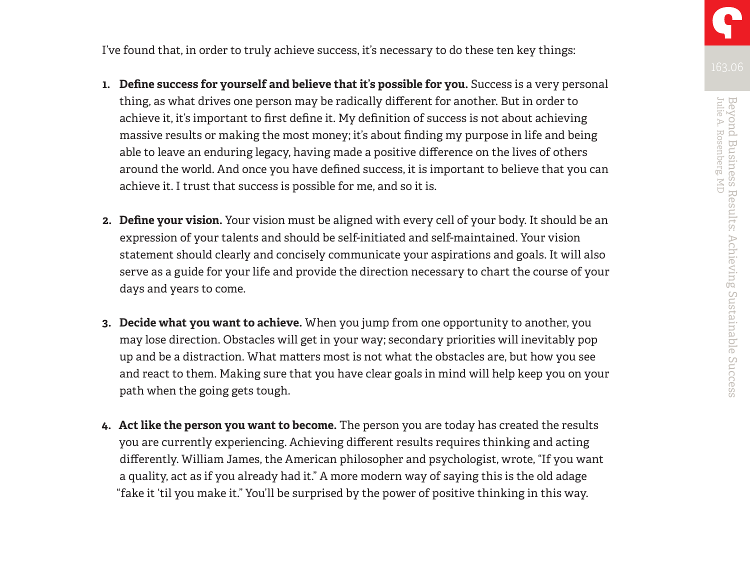I've found that, in order to truly achieve success, it's necessary to do these ten key things:

1. **Define success for yourself and believe that it's possible for you.** Success is a very personal thing, as what drives one person may be radically different for another. But in order to achieve it, it's important to first define it. My definition of success is not about achieving massive results or making the most money; it's about finding my purpose in life and being able to leave an enduring legacy, having made a positive difference on the lives of others around the world. And once you have defined success, it is important to believe that you can achieve it. I trust that success is possible for me, and so it is.

2. **Define your vision.** Your vision must be aligned with every cell of your body. It should be an expression of your talents and should be self-initiated and self-maintained. Your vision statement should clearly and concisely communicate your aspirations and goals. It will also serve as a guide for your life and provide the direction necessary to chart the course of your days and years to come.

3. **Decide what you want to achieve.** When you jump from one opportunity to another, you may lose direction. Obstacles will get in your way; secondary priorities will inevitably pop up and be a distraction. What matters most is not what the obstacles are, but how you see and react to them. Making sure that you have clear goals in mind will help keep you on your path when the going gets tough.

4. **Act like the person you want to become.** The person you are today has created the results you are currently experiencing. Achieving different results requires thinking and acting differently. William James, the American philosopher and psychologist, wrote, "If you want a quality, act as if you already had it." A more modern way of saying this is the old adage "fake it 'til you make it." You'll be surprised by the power of positive thinking in this way.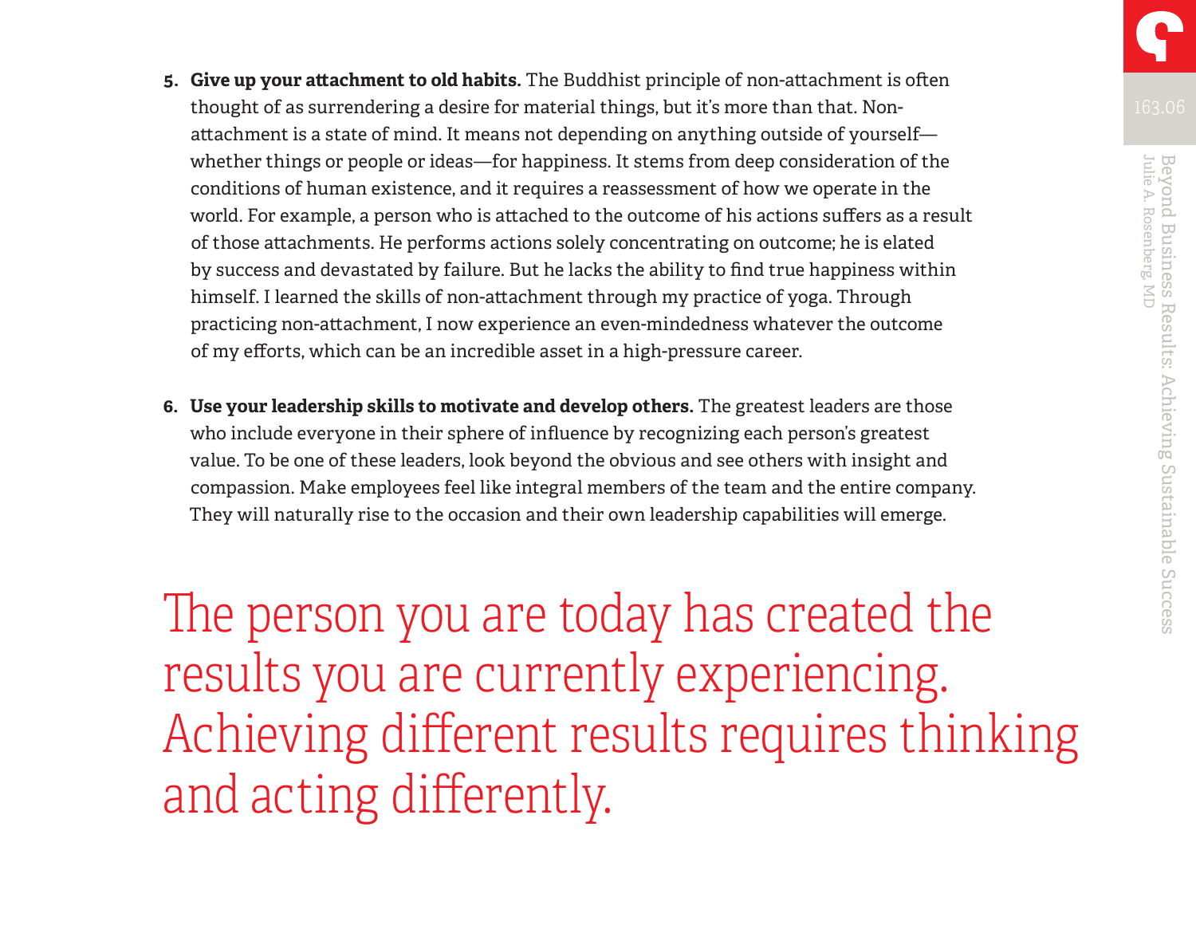5. **Give up your attachment to old habits.** The Buddhist principle of non-attachment is often thought of as surrendering a desire for material things, but it's more than that. Non-attachment is a state of mind. It means not depending on anything outside of yourself—whether things or people or ideas—for happiness. It stems from deep consideration of the conditions of human existence, and it requires a reassessment of how we operate in the world. For example, a person who is attached to the outcome of his actions suffers as a result of those attachments. He performs actions solely concentrating on outcome; he is elated by success and devastated by failure. But he lacks the ability to find true happiness within himself. I learned the skills of non-attachment through my practice of yoga. Through practicing non-attachment, I now experience an even-mindedness whatever the outcome of my efforts, which can be an incredible asset in a high-pressure career.

6. **Use your leadership skills to motivate and develop others.** The greatest leaders are those who include everyone in their sphere of influence by recognizing each person's greatest value. To be one of these leaders, look beyond the obvious and see others with insight and compassion. Make employees feel like integral members of the team and the entire company. They will naturally rise to the occasion and their own leadership capabilities will emerge.

The person you are today has created the results you are currently experiencing. Achieving different results requires thinking and acting differently.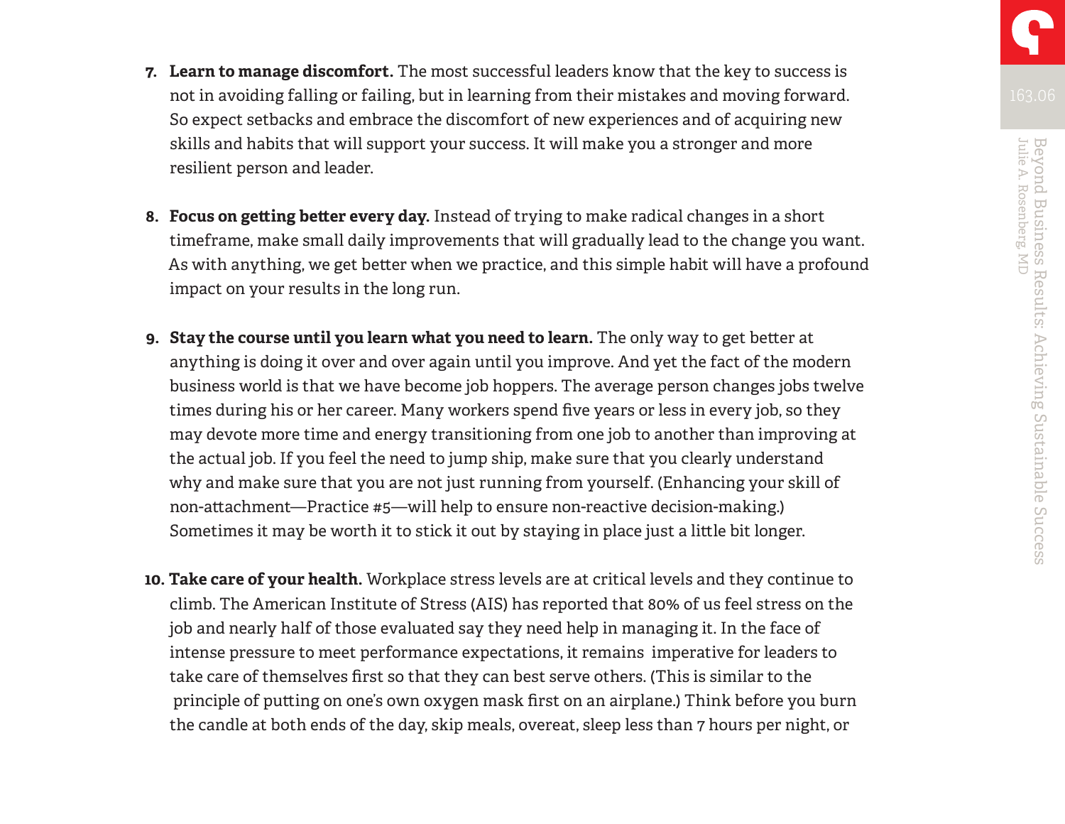7. **Learn to manage discomfort.** The most successful leaders know that the key to success is not in avoiding falling or failing, but in learning from their mistakes and moving forward. So expect setbacks and embrace the discomfort of new experiences and of acquiring new skills and habits that will support your success. It will make you a stronger and more resilient person and leader.

8. **Focus on getting better every day.** Instead of trying to make radical changes in a short timeframe, make small daily improvements that will gradually lead to the change you want. As with anything, we get better when we practice, and this simple habit will have a profound impact on your results in the long run.

9. **Stay the course until you learn what you need to learn.** The only way to get better at anything is doing it over and over again until you improve. And yet the fact of the modern business world is that we have become job hoppers. The average person changes jobs twelve times during his or her career. Many workers spend five years or less in every job, so they may devote more time and energy transitioning from one job to another than improving at the actual job. If you feel the need to jump ship, make sure that you clearly understand why and make sure that you are not just running from yourself. (Enhancing your skill of non-attachment—Practice #5—will help to ensure non-reactive decision-making.) Sometimes it may be worth it to stick it out by staying in place just a little bit longer.

10. **Take care of your health.** Workplace stress levels are at critical levels and they continue to climb. The American Institute of Stress (AIS) has reported that 80% of us feel stress on the job and nearly half of those evaluated say they need help in managing it. In the face of intense pressure to meet performance expectations, it remains imperative for leaders to take care of themselves first so that they can best serve others. (This is similar to the principle of putting on one's own oxygen mask first on an airplane.) Think before you burn the candle at both ends of the day, skip meals, overeat, sleep less than 7 hours per night, or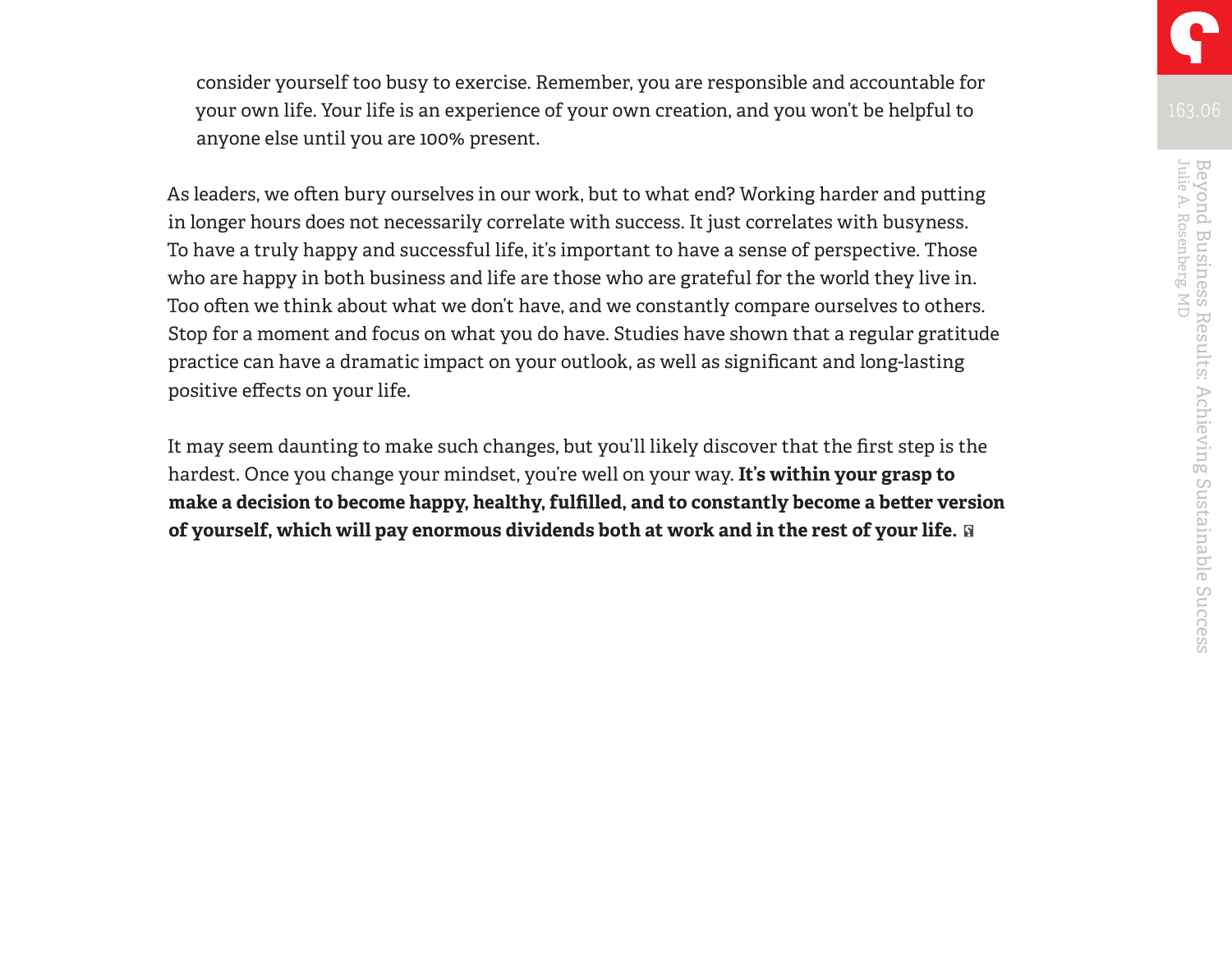consider yourself too busy to exercise. Remember, you are responsible and accountable for your own life. Your life is an experience of your own creation, and you won't be helpful to anyone else until you are 100% present.

As leaders, we often bury ourselves in our work, but to what end? Working harder and putting in longer hours does not necessarily correlate with success. It just correlates with busyness. To have a truly happy and successful life, it's important to have a sense of perspective. Those who are happy in both business and life are those who are grateful for the world they live in. Too often we think about what we don't have, and we constantly compare ourselves to others. Stop for a moment and focus on what you do have. Studies have shown that a regular gratitude practice can have a dramatic impact on your outlook, as well as significant and long-lasting positive effects on your life.

It may seem daunting to make such changes, but you'll likely discover that the first step is the hardest. Once you change your mindset, you're well on your way. **It's within your grasp to make a decision to become happy, healthy, fulfilled, and to constantly become a better version of yourself, which will pay enormous dividends both at work and in the rest of your life.**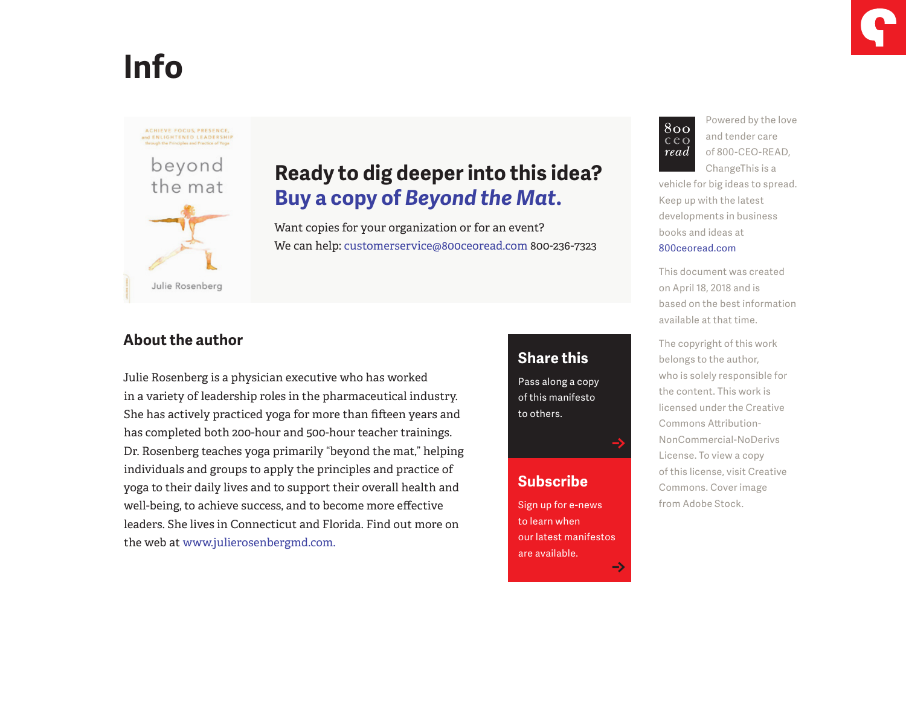# Info

## Ready to dig deeper into this idea?
## Buy a copy of *Beyond the Mat*.

Want copies for your organization or for an event?
We can help: customerservice@800ceoread.com 800-236-7323

### About the author

Julie Rosenberg is a physician executive who has worked in a variety of leadership roles in the pharmaceutical industry. She has actively practiced yoga for more than fifteen years and has completed both 200-hour and 500-hour teacher trainings. Dr. Rosenberg teaches yoga primarily "beyond the mat," helping individuals and groups to apply the principles and practice of yoga to their daily lives and to support their overall health and well-being, to achieve success, and to become more effective leaders. She lives in Connecticut and Florida. Find out more on the web at www.julierosenbergmd.com.

### Share this

Pass along a copy of this manifesto to others.

### Subscribe

Sign up for e-news to learn when our latest manifestos are available.

Powered by the love and tender care of 800-CEO-READ, ChangeThis is a vehicle for big ideas to spread. Keep up with the latest developments in business books and ideas at 800ceoread.com

This document was created on April 18, 2018 and is based on the best information available at that time.

The copyright of this work belongs to the author, who is solely responsible for the content. This work is licensed under the Creative Commons Attribution-NonCommercial-NoDerivs License. To view a copy of this license, visit Creative Commons. Cover image from Adobe Stock.